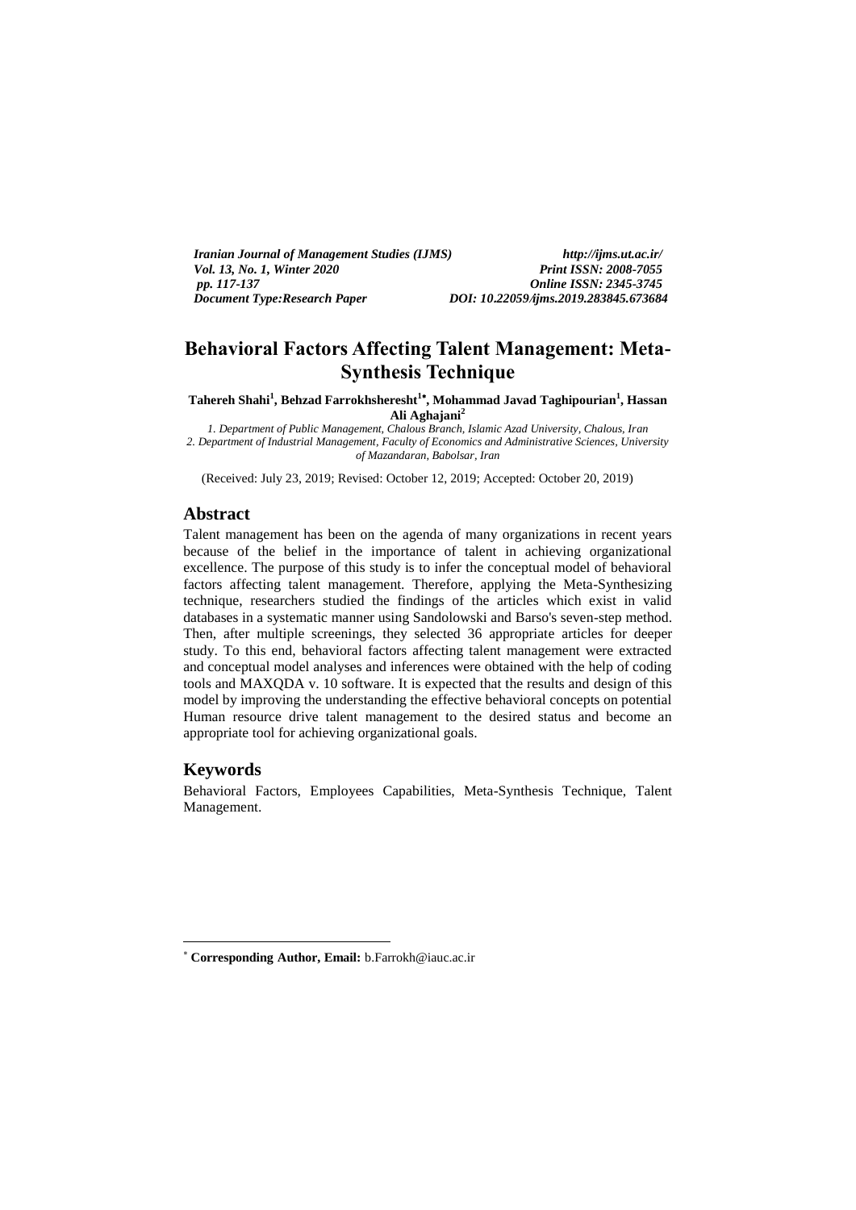*Iranian Journal of Management Studies (IJMS)* *http://ijms.ut.ac.ir/*
*Vol. 13, No. 1, Winter 2020* *Print ISSN: 2008-7055*
*pp. 117-137* *Online ISSN: 2345-3745*
*Document Type:Research Paper* *DOI: 10.22059/ijms.2019.283845.673684*

# Behavioral Factors Affecting Talent Management: Meta-Synthesis Technique

**Tahereh Shahi[1], Behzad Farrokhsheresht[1*], Mohammad Javad Taghipourian[1], Hassan Ali Aghajani[2]**

*1. Department of Public Management, Chalous Branch, Islamic Azad University, Chalous, Iran*
*2. Department of Industrial Management, Faculty of Economics and Administrative Sciences, University of Mazandaran, Babolsar, Iran*

(Received: July 23, 2019; Revised: October 12, 2019; Accepted: October 20, 2019)

## Abstract

Talent management has been on the agenda of many organizations in recent years because of the belief in the importance of talent in achieving organizational excellence. The purpose of this study is to infer the conceptual model of behavioral factors affecting talent management. Therefore, applying the Meta-Synthesizing technique, researchers studied the findings of the articles which exist in valid databases in a systematic manner using Sandolowski and Barso's seven-step method. Then, after multiple screenings, they selected 36 appropriate articles for deeper study. To this end, behavioral factors affecting talent management were extracted and conceptual model analyses and inferences were obtained with the help of coding tools and MAXQDA v. 10 software. It is expected that the results and design of this model by improving the understanding the effective behavioral concepts on potential Human resource drive talent management to the desired status and become an appropriate tool for achieving organizational goals.

## Keywords

Behavioral Factors, Employees Capabilities, Meta-Synthesis Technique, Talent Management.

---

[*] **Corresponding Author, Email:** b.Farrokh@iauc.ac.ir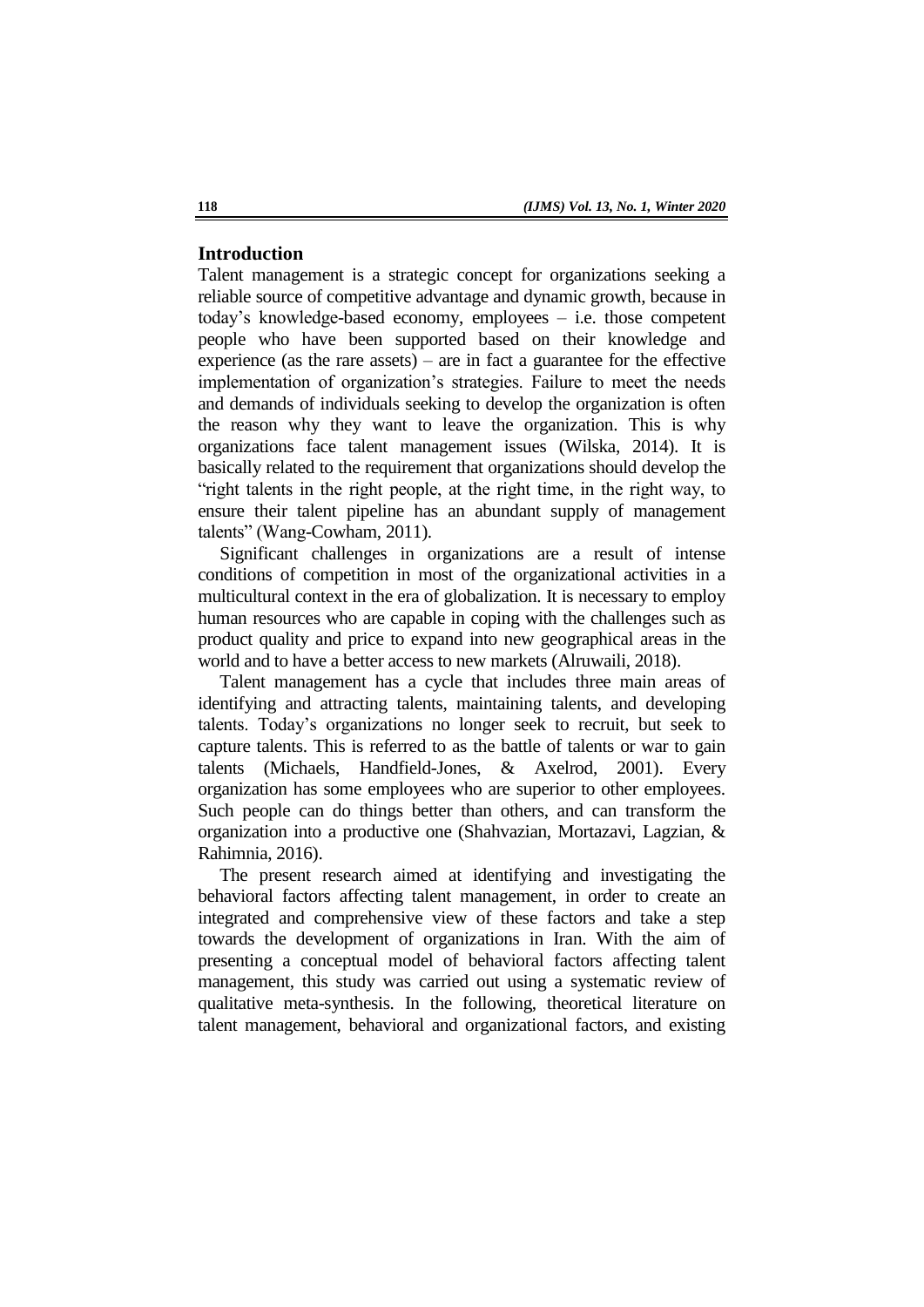## Introduction

Talent management is a strategic concept for organizations seeking a reliable source of competitive advantage and dynamic growth, because in today's knowledge-based economy, employees – i.e. those competent people who have been supported based on their knowledge and experience (as the rare assets) – are in fact a guarantee for the effective implementation of organization's strategies. Failure to meet the needs and demands of individuals seeking to develop the organization is often the reason why they want to leave the organization. This is why organizations face talent management issues (Wilska, 2014). It is basically related to the requirement that organizations should develop the "right talents in the right people, at the right time, in the right way, to ensure their talent pipeline has an abundant supply of management talents" (Wang-Cowham, 2011).

Significant challenges in organizations are a result of intense conditions of competition in most of the organizational activities in a multicultural context in the era of globalization. It is necessary to employ human resources who are capable in coping with the challenges such as product quality and price to expand into new geographical areas in the world and to have a better access to new markets (Alruwaili, 2018).

Talent management has a cycle that includes three main areas of identifying and attracting talents, maintaining talents, and developing talents. Today's organizations no longer seek to recruit, but seek to capture talents. This is referred to as the battle of talents or war to gain talents (Michaels, Handfield-Jones, & Axelrod, 2001). Every organization has some employees who are superior to other employees. Such people can do things better than others, and can transform the organization into a productive one (Shahvazian, Mortazavi, Lagzian, & Rahimnia, 2016).

The present research aimed at identifying and investigating the behavioral factors affecting talent management, in order to create an integrated and comprehensive view of these factors and take a step towards the development of organizations in Iran. With the aim of presenting a conceptual model of behavioral factors affecting talent management, this study was carried out using a systematic review of qualitative meta-synthesis. In the following, theoretical literature on talent management, behavioral and organizational factors, and existing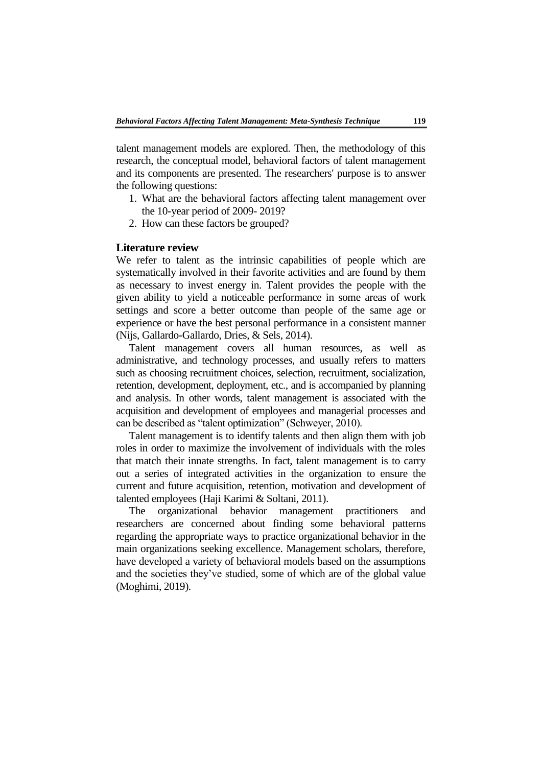talent management models are explored. Then, the methodology of this research, the conceptual model, behavioral factors of talent management and its components are presented. The researchers' purpose is to answer the following questions:

1. What are the behavioral factors affecting talent management over the 10-year period of 2009- 2019?
2. How can these factors be grouped?

## Literature review

We refer to talent as the intrinsic capabilities of people which are systematically involved in their favorite activities and are found by them as necessary to invest energy in. Talent provides the people with the given ability to yield a noticeable performance in some areas of work settings and score a better outcome than people of the same age or experience or have the best personal performance in a consistent manner (Nijs, Gallardo-Gallardo, Dries, & Sels, 2014).

Talent management covers all human resources, as well as administrative, and technology processes, and usually refers to matters such as choosing recruitment choices, selection, recruitment, socialization, retention, development, deployment, etc., and is accompanied by planning and analysis. In other words, talent management is associated with the acquisition and development of employees and managerial processes and can be described as "talent optimization" (Schweyer, 2010).

Talent management is to identify talents and then align them with job roles in order to maximize the involvement of individuals with the roles that match their innate strengths. In fact, talent management is to carry out a series of integrated activities in the organization to ensure the current and future acquisition, retention, motivation and development of talented employees (Haji Karimi & Soltani, 2011).

The organizational behavior management practitioners and researchers are concerned about finding some behavioral patterns regarding the appropriate ways to practice organizational behavior in the main organizations seeking excellence. Management scholars, therefore, have developed a variety of behavioral models based on the assumptions and the societies they've studied, some of which are of the global value (Moghimi, 2019).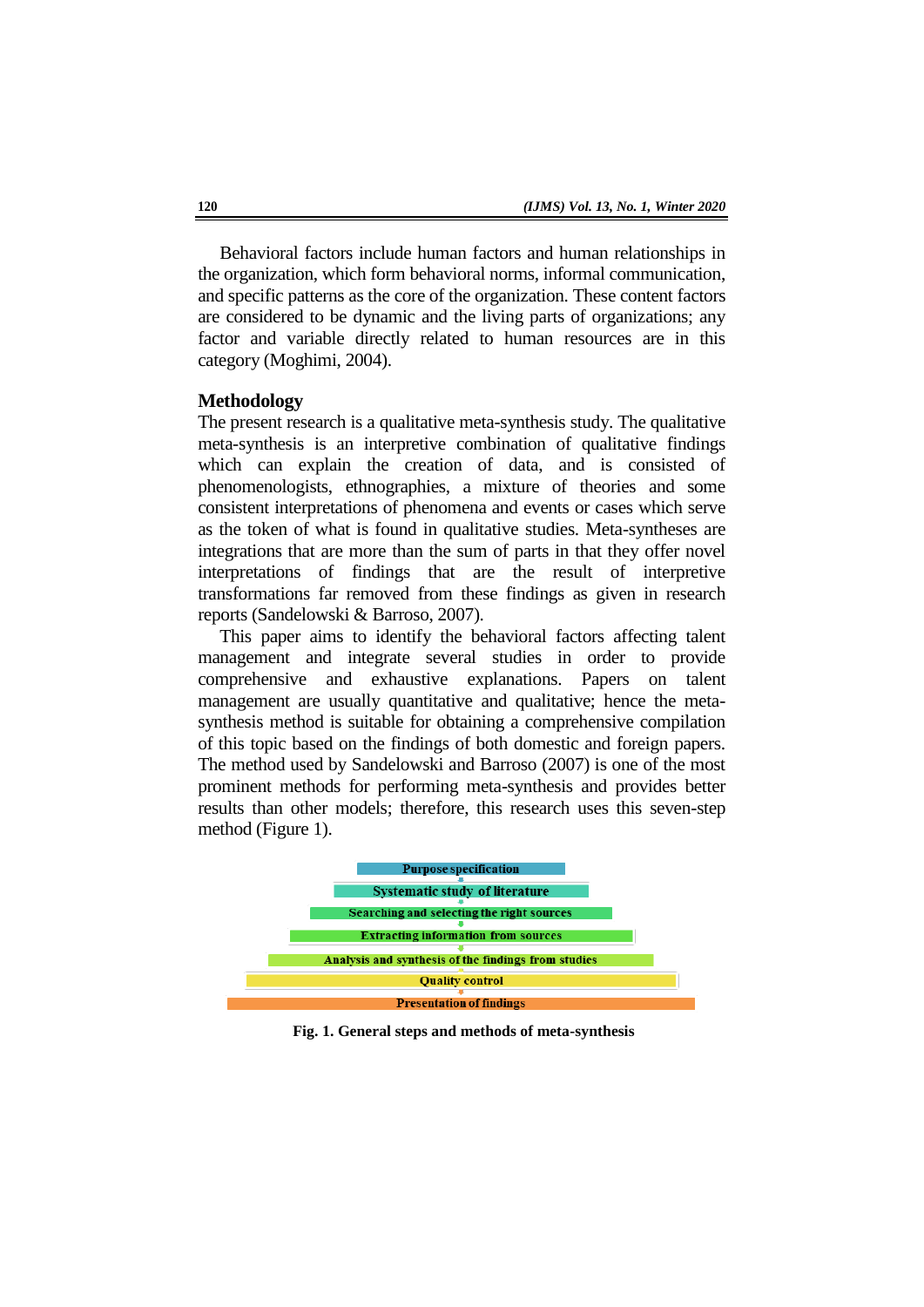Behavioral factors include human factors and human relationships in the organization, which form behavioral norms, informal communication, and specific patterns as the core of the organization. These content factors are considered to be dynamic and the living parts of organizations; any factor and variable directly related to human resources are in this category (Moghimi, 2004).

## Methodology

The present research is a qualitative meta-synthesis study. The qualitative meta-synthesis is an interpretive combination of qualitative findings which can explain the creation of data, and is consisted of phenomenologists, ethnographies, a mixture of theories and some consistent interpretations of phenomena and events or cases which serve as the token of what is found in qualitative studies. Meta-syntheses are integrations that are more than the sum of parts in that they offer novel interpretations of findings that are the result of interpretive transformations far removed from these findings as given in research reports (Sandelowski & Barroso, 2007).

This paper aims to identify the behavioral factors affecting talent management and integrate several studies in order to provide comprehensive and exhaustive explanations. Papers on talent management are usually quantitative and qualitative; hence the meta-synthesis method is suitable for obtaining a comprehensive compilation of this topic based on the findings of both domestic and foreign papers. The method used by Sandelowski and Barroso (2007) is one of the most prominent methods for performing meta-synthesis and provides better results than other models; therefore, this research uses this seven-step method (Figure 1).

Purpose specification
Systematic study of literature
Searching and selecting the right sources
Extracting information from sources
Analysis and synthesis of the findings from studies
Quality control
Presentation of findings

**Fig. 1. General steps and methods of meta-synthesis**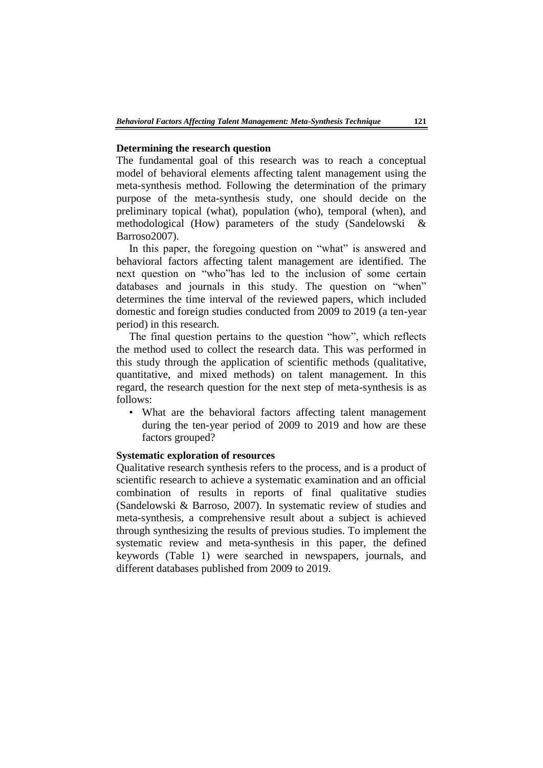**Determining the research question**

The fundamental goal of this research was to reach a conceptual model of behavioral elements affecting talent management using the meta-synthesis method. Following the determination of the primary purpose of the meta-synthesis study, one should decide on the preliminary topical (what), population (who), temporal (when), and methodological (How) parameters of the study (Sandelowski & Barroso2007).

In this paper, the foregoing question on "what" is answered and behavioral factors affecting talent management are identified. The next question on "who"has led to the inclusion of some certain databases and journals in this study. The question on "when" determines the time interval of the reviewed papers, which included domestic and foreign studies conducted from 2009 to 2019 (a ten-year period) in this research.

The final question pertains to the question "how", which reflects the method used to collect the research data. This was performed in this study through the application of scientific methods (qualitative, quantitative, and mixed methods) on talent management. In this regard, the research question for the next step of meta-synthesis is as follows:

- What are the behavioral factors affecting talent management during the ten-year period of 2009 to 2019 and how are these factors grouped?

**Systematic exploration of resources**

Qualitative research synthesis refers to the process, and is a product of scientific research to achieve a systematic examination and an official combination of results in reports of final qualitative studies (Sandelowski & Barroso, 2007). In systematic review of studies and meta-synthesis, a comprehensive result about a subject is achieved through synthesizing the results of previous studies. To implement the systematic review and meta-synthesis in this paper, the defined keywords (Table 1) were searched in newspapers, journals, and different databases published from 2009 to 2019.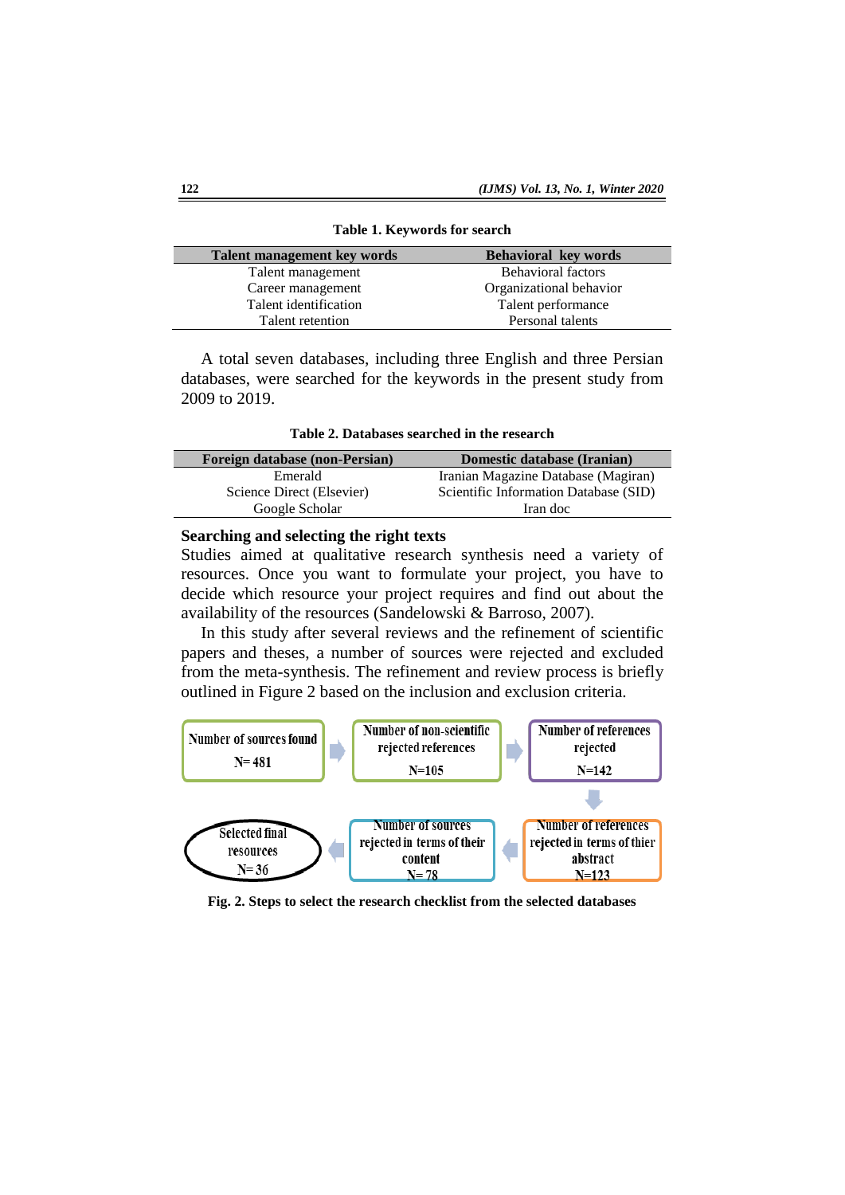**Table 1. Keywords for search**

| Talent management key words | Behavioral key words |
|---|---|
| Talent management | Behavioral factors |
| Career management | Organizational behavior |
| Talent identification | Talent performance |
| Talent retention | Personal talents |

A total seven databases, including three English and three Persian databases, were searched for the keywords in the present study from 2009 to 2019.

**Table 2. Databases searched in the research**

| Foreign database (non-Persian) | Domestic database (Iranian) |
|---|---|
| Emerald | Iranian Magazine Database (Magiran) |
| Science Direct (Elsevier) | Scientific Information Database (SID) |
| Google Scholar | Iran doc |

**Searching and selecting the right texts**

Studies aimed at qualitative research synthesis need a variety of resources. Once you want to formulate your project, you have to decide which resource your project requires and find out about the availability of the resources (Sandelowski & Barroso, 2007).

In this study after several reviews and the refinement of scientific papers and theses, a number of sources were rejected and excluded from the meta-synthesis. The refinement and review process is briefly outlined in Figure 2 based on the inclusion and exclusion criteria.

Number of sources found N= 481

Number of non-scientific rejected references N=105

Number of references rejected N=142

Number of references rejected in terms of thier abstract N=123

Number of sources rejected in terms of their content N= 78

Selected final resources N= 36

**Fig. 2. Steps to select the research checklist from the selected databases**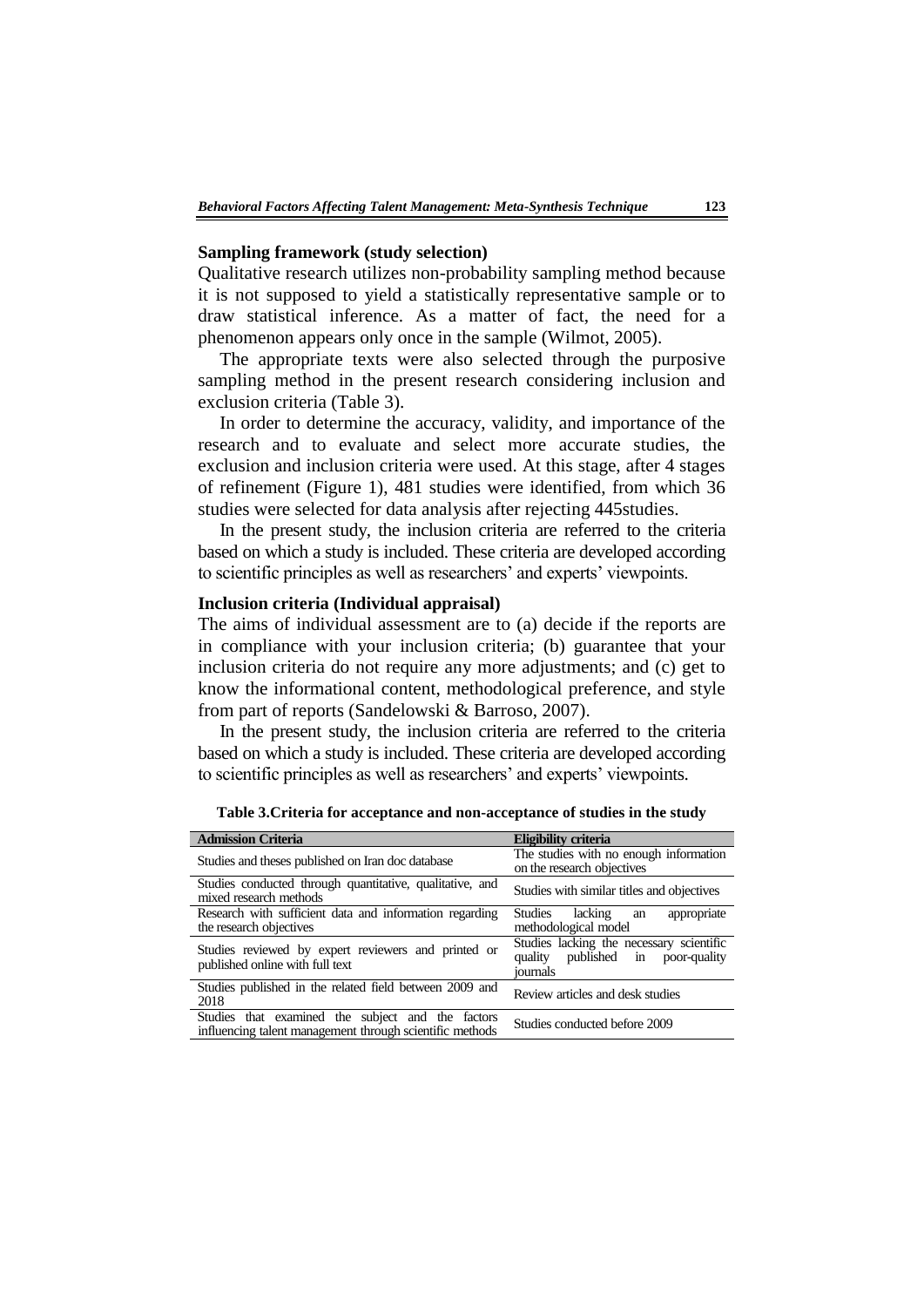### Sampling framework (study selection)

Qualitative research utilizes non-probability sampling method because it is not supposed to yield a statistically representative sample or to draw statistical inference. As a matter of fact, the need for a phenomenon appears only once in the sample (Wilmot, 2005).

The appropriate texts were also selected through the purposive sampling method in the present research considering inclusion and exclusion criteria (Table 3).

In order to determine the accuracy, validity, and importance of the research and to evaluate and select more accurate studies, the exclusion and inclusion criteria were used. At this stage, after 4 stages of refinement (Figure 1), 481 studies were identified, from which 36 studies were selected for data analysis after rejecting 445studies.

In the present study, the inclusion criteria are referred to the criteria based on which a study is included. These criteria are developed according to scientific principles as well as researchers' and experts' viewpoints.

### Inclusion criteria (Individual appraisal)

The aims of individual assessment are to (a) decide if the reports are in compliance with your inclusion criteria; (b) guarantee that your inclusion criteria do not require any more adjustments; and (c) get to know the informational content, methodological preference, and style from part of reports (Sandelowski & Barroso, 2007).

In the present study, the inclusion criteria are referred to the criteria based on which a study is included. These criteria are developed according to scientific principles as well as researchers' and experts' viewpoints.

**Table 3.Criteria for acceptance and non-acceptance of studies in the study**

| Admission Criteria | Eligibility criteria |
|---|---|
| Studies and theses published on Iran doc database | The studies with no enough information on the research objectives |
| Studies conducted through quantitative, qualitative, and mixed research methods | Studies with similar titles and objectives |
| Research with sufficient data and information regarding the research objectives | Studies lacking an appropriate methodological model |
| Studies reviewed by expert reviewers and printed or published online with full text | Studies lacking the necessary scientific quality published in poor-quality journals |
| Studies published in the related field between 2009 and 2018 | Review articles and desk studies |
| Studies that examined the subject and the factors influencing talent management through scientific methods | Studies conducted before 2009 |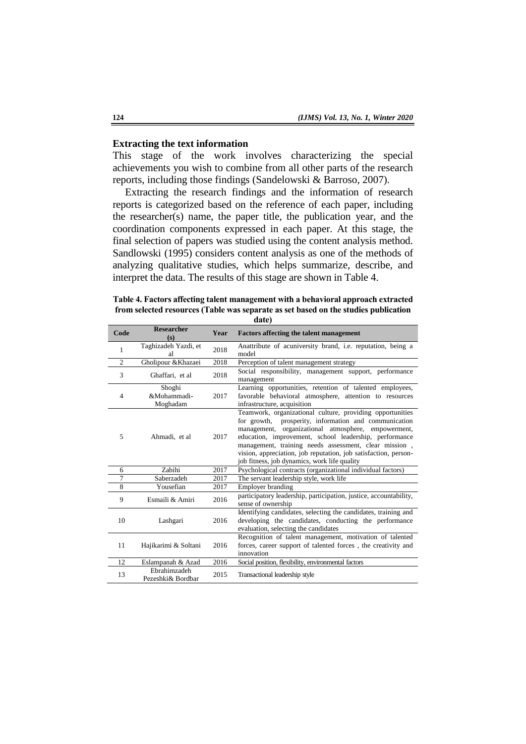### Extracting the text information

This stage of the work involves characterizing the special achievements you wish to combine from all other parts of the research reports, including those findings (Sandelowski & Barroso, 2007).

Extracting the research findings and the information of research reports is categorized based on the reference of each paper, including the researcher(s) name, the paper title, the publication year, and the coordination components expressed in each paper. At this stage, the final selection of papers was studied using the content analysis method. Sandlowski (1995) considers content analysis as one of the methods of analyzing qualitative studies, which helps summarize, describe, and interpret the data. The results of this stage are shown in Table 4.

**Table 4. Factors affecting talent management with a behavioral approach extracted from selected resources (Table was separate as set based on the studies publication date)**

| Code | Researcher (s) | Year | Factors affecting the talent management |
|---|---|---|---|
| 1 | Taghizadeh Yazdi, et al | 2018 | Anattribute of acuniversity brand, i.e. reputation, being a model |
| 2 | Gholipour &Khazaei | 2018 | Perception of talent management strategy |
| 3 | Ghaffari, et al | 2018 | Social responsibility, management support, performance management |
| 4 | Shoghi &Mohammadi-Moghadam | 2017 | Learning opportunities, retention of talented employees, favorable behavioral atmosphere, attention to resources infrastructure, acquisition |
| 5 | Ahmadi, et al | 2017 | Teamwork, organizational culture, providing opportunities for growth, prosperity, information and communication management, organizational atmosphere, empowerment, education, improvement, school leadership, performance management, training needs assessment, clear mission , vision, appreciation, job reputation, job satisfaction, person-job fitness, job dynamics, work life quality |
| 6 | Zabihi | 2017 | Psychological contracts (organizational individual factors) |
| 7 | Saberzadeh | 2017 | The servant leadership style, work life |
| 8 | Yousefian | 2017 | Employer branding |
| 9 | Esmaili & Amiri | 2016 | participatory leadership, participation, justice, accountability, sense of ownership |
| 10 | Lashgari | 2016 | Identifying candidates, selecting the candidates, training and developing the candidates, conducting the performance evaluation, selecting the candidates |
| 11 | Hajikarimi & Soltani | 2016 | Recognition of talent management, motivation of talented forces, career support of talented forces , the creativity and innovation |
| 12 | Eslampanah & Azad | 2016 | Social position, flexibility, environmental factors |
| 13 | Ebrahimzadeh Pezeshki& Bordbar | 2015 | Transactional leadership style |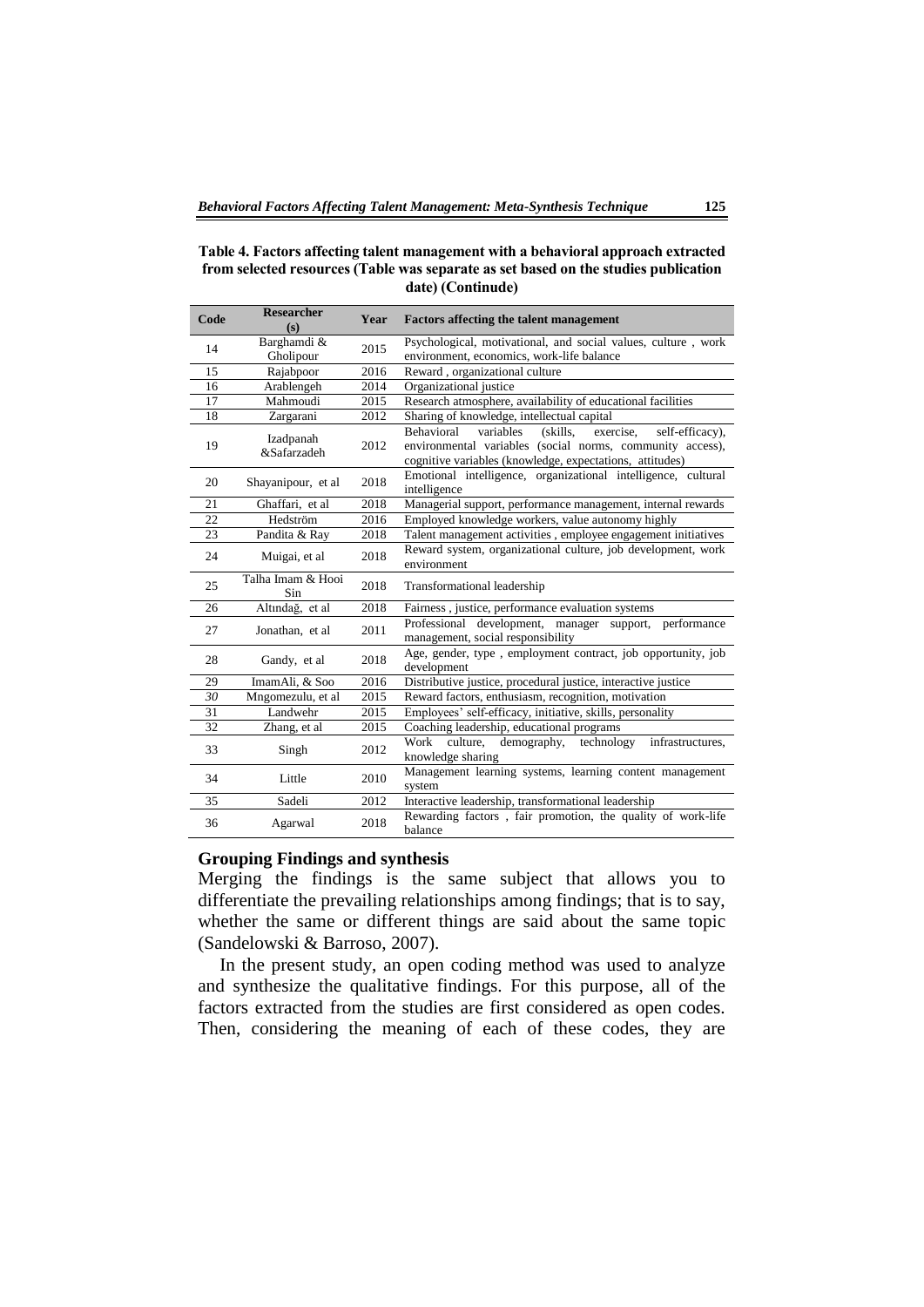**Table 4. Factors affecting talent management with a behavioral approach extracted from selected resources (Table was separate as set based on the studies publication date) (Continude)**

| Code | Researcher (s) | Year | Factors affecting the talent management |
|---|---|---|---|
| 14 | Barghamdi & Gholipour | 2015 | Psychological, motivational, and social values, culture , work environment, economics, work-life balance |
| 15 | Rajabpoor | 2016 | Reward , organizational culture |
| 16 | Arablengeh | 2014 | Organizational justice |
| 17 | Mahmoudi | 2015 | Research atmosphere, availability of educational facilities |
| 18 | Zargarani | 2012 | Sharing of knowledge, intellectual capital |
| 19 | Izadpanah &Safarzadeh | 2012 | Behavioral variables (skills, exercise, self-efficacy), environmental variables (social norms, community access), cognitive variables (knowledge, expectations, attitudes) |
| 20 | Shayanipour, et al | 2018 | Emotional intelligence, organizational intelligence, cultural intelligence |
| 21 | Ghaffari, et al | 2018 | Managerial support, performance management, internal rewards |
| 22 | Hedström | 2016 | Employed knowledge workers, value autonomy highly |
| 23 | Pandita & Ray | 2018 | Talent management activities , employee engagement initiatives |
| 24 | Muigai, et al | 2018 | Reward system, organizational culture, job development, work environment |
| 25 | Talha Imam & Hooi Sin | 2018 | Transformational leadership |
| 26 | Altındağ, et al | 2018 | Fairness , justice, performance evaluation systems |
| 27 | Jonathan, et al | 2011 | Professional development, manager support, performance management, social responsibility |
| 28 | Gandy, et al | 2018 | Age, gender, type , employment contract, job opportunity, job development |
| 29 | ImamAli, & Soo | 2016 | Distributive justice, procedural justice, interactive justice |
| *30* | Mngomezulu, et al | 2015 | Reward factors, enthusiasm, recognition, motivation |
| 31 | Landwehr | 2015 | Employees' self-efficacy, initiative, skills, personality |
| 32 | Zhang, et al | 2015 | Coaching leadership, educational programs |
| 33 | Singh | 2012 | Work culture, demography, technology infrastructures, knowledge sharing |
| 34 | Little | 2010 | Management learning systems, learning content management system |
| 35 | Sadeli | 2012 | Interactive leadership, transformational leadership |
| 36 | Agarwal | 2018 | Rewarding factors , fair promotion, the quality of work-life balance |

### Grouping Findings and synthesis

Merging the findings is the same subject that allows you to differentiate the prevailing relationships among findings; that is to say, whether the same or different things are said about the same topic (Sandelowski & Barroso, 2007).

In the present study, an open coding method was used to analyze and synthesize the qualitative findings. For this purpose, all of the factors extracted from the studies are first considered as open codes. Then, considering the meaning of each of these codes, they are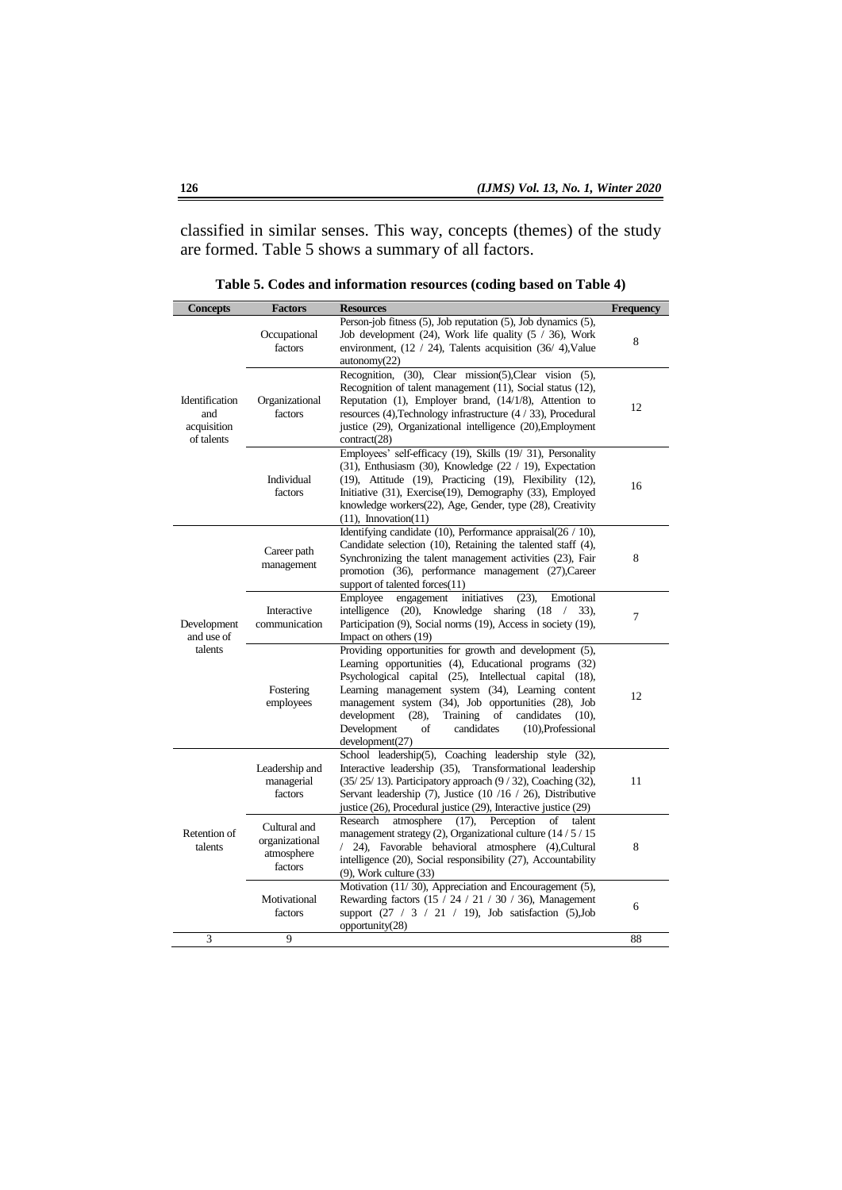classified in similar senses. This way, concepts (themes) of the study are formed. Table 5 shows a summary of all factors.

**Table 5. Codes and information resources (coding based on Table 4)**

| Concepts | Factors | Resources | Frequency |
|---|---|---|---|
| Identification and acquisition of talents | Occupational factors | Person-job fitness (5), Job reputation (5), Job dynamics (5), Job development (24), Work life quality (5 / 36), Work environment, (12 / 24), Talents acquisition (36/ 4),Value autonomy(22) | 8 |
| | Organizational factors | Recognition, (30), Clear mission(5),Clear vision (5), Recognition of talent management (11), Social status (12), Reputation (1), Employer brand, (14/1/8), Attention to resources (4),Technology infrastructure (4 / 33), Procedural justice (29), Organizational intelligence (20),Employment contract(28) | 12 |
| | Individual factors | Employees' self-efficacy (19), Skills (19/ 31), Personality (31), Enthusiasm (30), Knowledge (22 / 19), Expectation (19), Attitude (19), Practicing (19), Flexibility (12), Initiative (31), Exercise(19), Demography (33), Employed knowledge workers(22), Age, Gender, type (28), Creativity (11), Innovation(11) | 16 |
| Development and use of talents | Career path management | Identifying candidate (10), Performance appraisal(26 / 10), Candidate selection (10), Retaining the talented staff (4), Synchronizing the talent management activities (23), Fair promotion (36), performance management (27),Career support of talented forces(11) | 8 |
| | Interactive communication | Employee engagement initiatives (23), Emotional intelligence (20), Knowledge sharing (18 / 33), Participation (9), Social norms (19), Access in society (19), Impact on others (19) | 7 |
| | Fostering employees | Providing opportunities for growth and development (5), Learning opportunities (4), Educational programs (32) Psychological capital (25), Intellectual capital (18), Learning management system (34), Learning content management system (34), Job opportunities (28), Job development (28), Training of candidates (10), Development of candidates (10),Professional development(27) | 12 |
| Retention of talents | Leadership and managerial factors | School leadership(5), Coaching leadership style (32), Interactive leadership (35), Transformational leadership (35/ 25/ 13). Participatory approach (9 / 32), Coaching (32), Servant leadership (7), Justice (10 /16 / 26), Distributive justice (26), Procedural justice (29), Interactive justice (29) | 11 |
| | Cultural and organizational atmosphere factors | Research atmosphere (17), Perception of talent management strategy (2), Organizational culture (14 / 5 / 15 / 24), Favorable behavioral atmosphere (4),Cultural intelligence (20), Social responsibility (27), Accountability (9), Work culture (33) | 8 |
| | Motivational factors | Motivation (11/ 30), Appreciation and Encouragement (5), Rewarding factors (15 / 24 / 21 / 30 / 36), Management support (27 / 3 / 21 / 19), Job satisfaction (5),Job opportunity(28) | 6 |
| 3 | 9 | | 88 |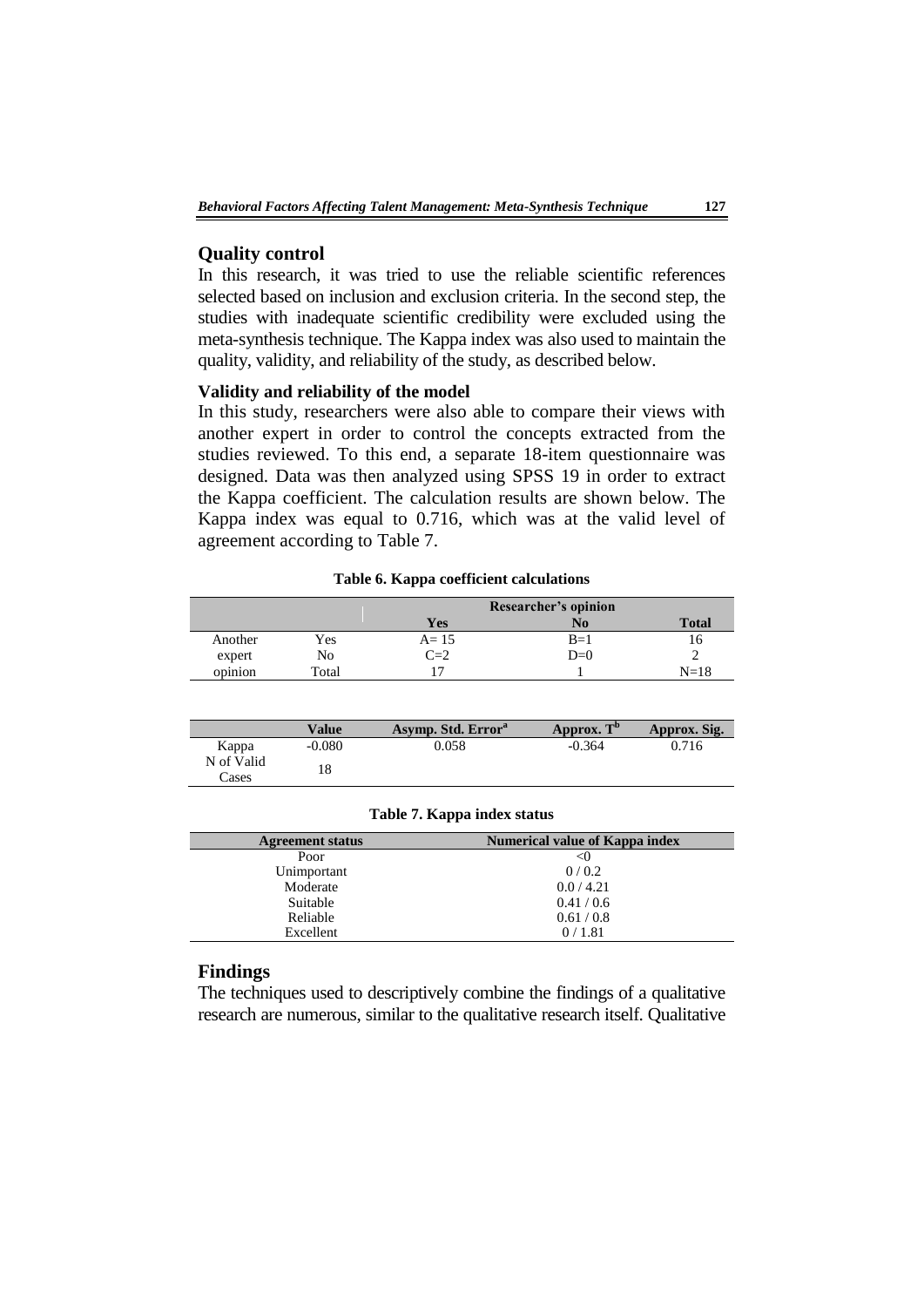## Quality control

In this research, it was tried to use the reliable scientific references selected based on inclusion and exclusion criteria. In the second step, the studies with inadequate scientific credibility were excluded using the meta-synthesis technique. The Kappa index was also used to maintain the quality, validity, and reliability of the study, as described below.

### Validity and reliability of the model

In this study, researchers were also able to compare their views with another expert in order to control the concepts extracted from the studies reviewed. To this end, a separate 18-item questionnaire was designed. Data was then analyzed using SPSS 19 in order to extract the Kappa coefficient. The calculation results are shown below. The Kappa index was equal to 0.716, which was at the valid level of agreement according to Table 7.

**Table 6. Kappa coefficient calculations**

| | | Researcher's opinion | | |
|---|---|---|---|---|
| | | Yes | No | Total |
| Another expert opinion | Yes | A= 15 | B=1 | 16 |
| | No | C=2 | D=0 | 2 |
| | Total | 17 | 1 | N=18 |

| | Value | Asymp. Std. Error[a] | Approx. T[b] | Approx. Sig. |
|---|---|---|---|---|
| Kappa | -0.080 | 0.058 | -0.364 | 0.716 |
| N of Valid Cases | 18 | | | |

**Table 7. Kappa index status**

| Agreement status | Numerical value of Kappa index |
|---|---|
| Poor | <0 |
| Unimportant | 0 / 0.2 |
| Moderate | 0.0 / 4.21 |
| Suitable | 0.41 / 0.6 |
| Reliable | 0.61 / 0.8 |
| Excellent | 0 / 1.81 |

## Findings

The techniques used to descriptively combine the findings of a qualitative research are numerous, similar to the qualitative research itself. Qualitative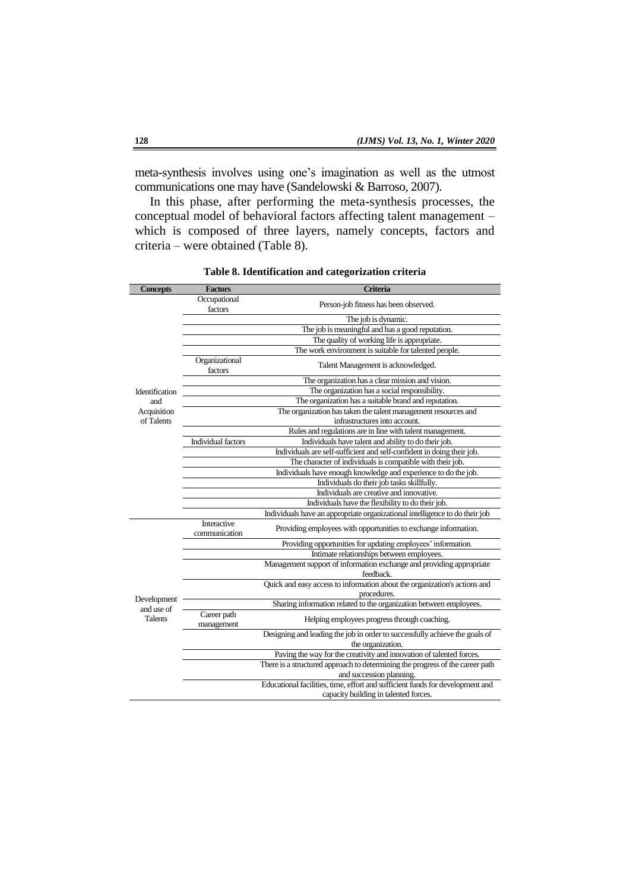meta-synthesis involves using one's imagination as well as the utmost communications one may have (Sandelowski & Barroso, 2007).

In this phase, after performing the meta-synthesis processes, the conceptual model of behavioral factors affecting talent management – which is composed of three layers, namely concepts, factors and criteria – were obtained (Table 8).

**Table 8. Identification and categorization criteria**

| Concepts | Factors | Criteria |
|---|---|---|
| Identification and Acquisition of Talents | Occupational factors | Person-job fitness has been observed. |
| | | The job is dynamic. |
| | | The job is meaningful and has a good reputation. |
| | | The quality of working life is appropriate. |
| | | The work environment is suitable for talented people. |
| | Organizational factors | Talent Management is acknowledged. |
| | | The organization has a clear mission and vision. |
| | | The organization has a social responsibility. |
| | | The organization has a suitable brand and reputation. |
| | | The organization has taken the talent management resources and infrastructures into account. |
| | | Rules and regulations are in line with talent management. |
| | Individual factors | Individuals have talent and ability to do their job. |
| | | Individuals are self-sufficient and self-confident in doing their job. |
| | | The character of individuals is compatible with their job. |
| | | Individuals have enough knowledge and experience to do the job. |
| | | Individuals do their job tasks skillfully. |
| | | Individuals are creative and innovative. |
| | | Individuals have the flexibility to do their job. |
| | | Individuals have an appropriate organizational intelligence to do their job |
| Development and use of Talents | Interactive communication | Providing employees with opportunities to exchange information. |
| | | Providing opportunities for updating employees' information. |
| | | Intimate relationships between employees. |
| | | Management support of information exchange and providing appropriate feedback. |
| | | Quick and easy access to information about the organization's actions and procedures. |
| | | Sharing information related to the organization between employees. |
| | Career path management | Helping employees progress through coaching. |
| | | Designing and leading the job in order to successfully achieve the goals of the organization. |
| | | Paving the way for the creativity and innovation of talented forces. |
| | | There is a structured approach to determining the progress of the career path and succession planning. |
| | | Educational facilities, time, effort and sufficient funds for development and capacity building in talented forces. |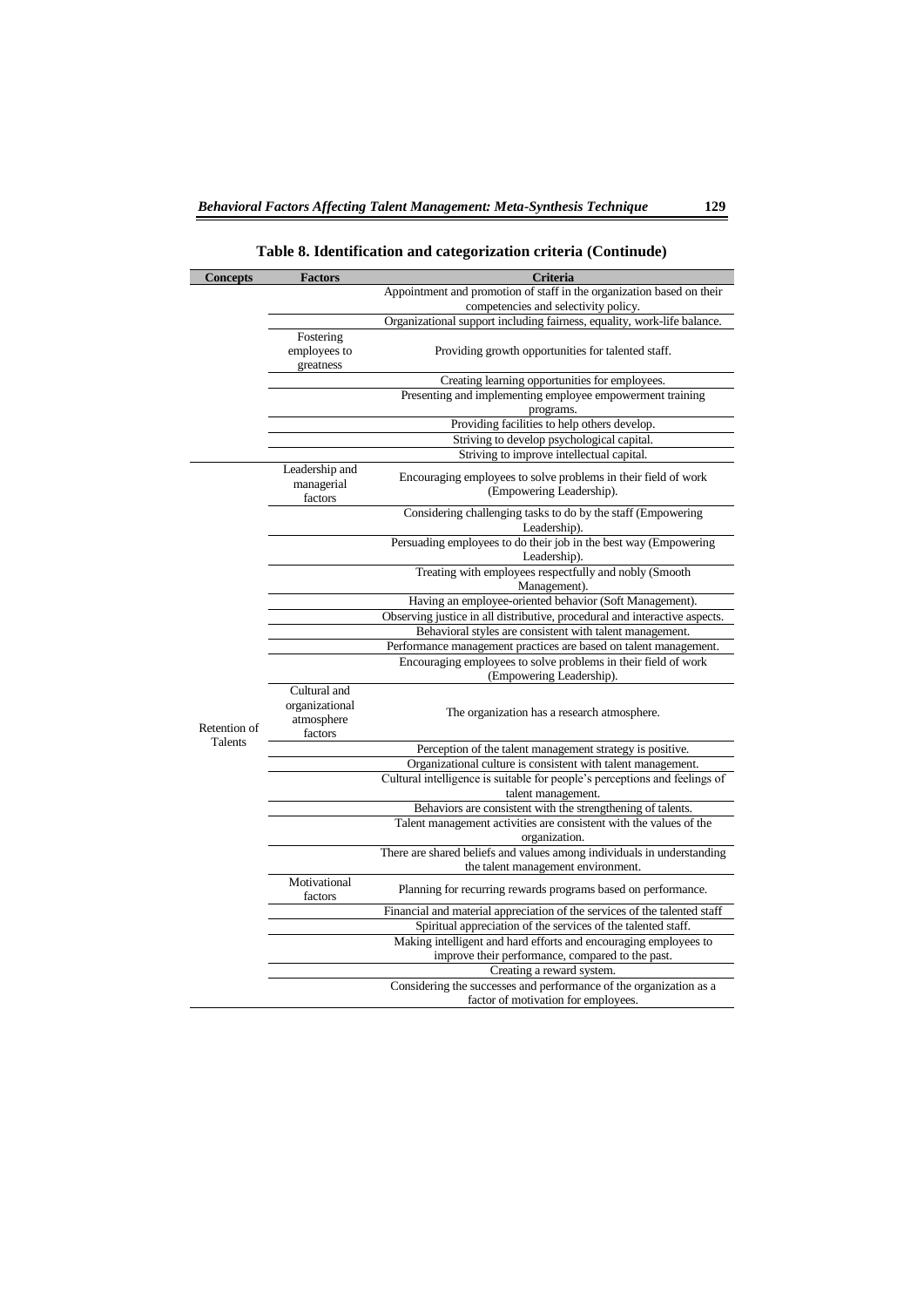**Table 8. Identification and categorization criteria (Continude)**

| Concepts | Factors | Criteria |
|---|---|---|
| | | Appointment and promotion of staff in the organization based on their competencies and selectivity policy. |
| | | Organizational support including fairness, equality, work-life balance. |
| | Fostering employees to greatness | Providing growth opportunities for talented staff. |
| | | Creating learning opportunities for employees. |
| | | Presenting and implementing employee empowerment training programs. |
| | | Providing facilities to help others develop. |
| | | Striving to develop psychological capital. |
| | | Striving to improve intellectual capital. |
| Retention of Talents | Leadership and managerial factors | Encouraging employees to solve problems in their field of work (Empowering Leadership). |
| | | Considering challenging tasks to do by the staff (Empowering Leadership). |
| | | Persuading employees to do their job in the best way (Empowering Leadership). |
| | | Treating with employees respectfully and nobly (Smooth Management). |
| | | Having an employee-oriented behavior (Soft Management). |
| | | Observing justice in all distributive, procedural and interactive aspects. |
| | | Behavioral styles are consistent with talent management. |
| | | Performance management practices are based on talent management. |
| | | Encouraging employees to solve problems in their field of work (Empowering Leadership). |
| | Cultural and organizational atmosphere factors | The organization has a research atmosphere. |
| | | Perception of the talent management strategy is positive. |
| | | Organizational culture is consistent with talent management. |
| | | Cultural intelligence is suitable for people's perceptions and feelings of talent management. |
| | | Behaviors are consistent with the strengthening of talents. |
| | | Talent management activities are consistent with the values of the organization. |
| | | There are shared beliefs and values among individuals in understanding the talent management environment. |
| | Motivational factors | Planning for recurring rewards programs based on performance. |
| | | Financial and material appreciation of the services of the talented staff |
| | | Spiritual appreciation of the services of the talented staff. |
| | | Making intelligent and hard efforts and encouraging employees to improve their performance, compared to the past. |
| | | Creating a reward system. |
| | | Considering the successes and performance of the organization as a factor of motivation for employees. |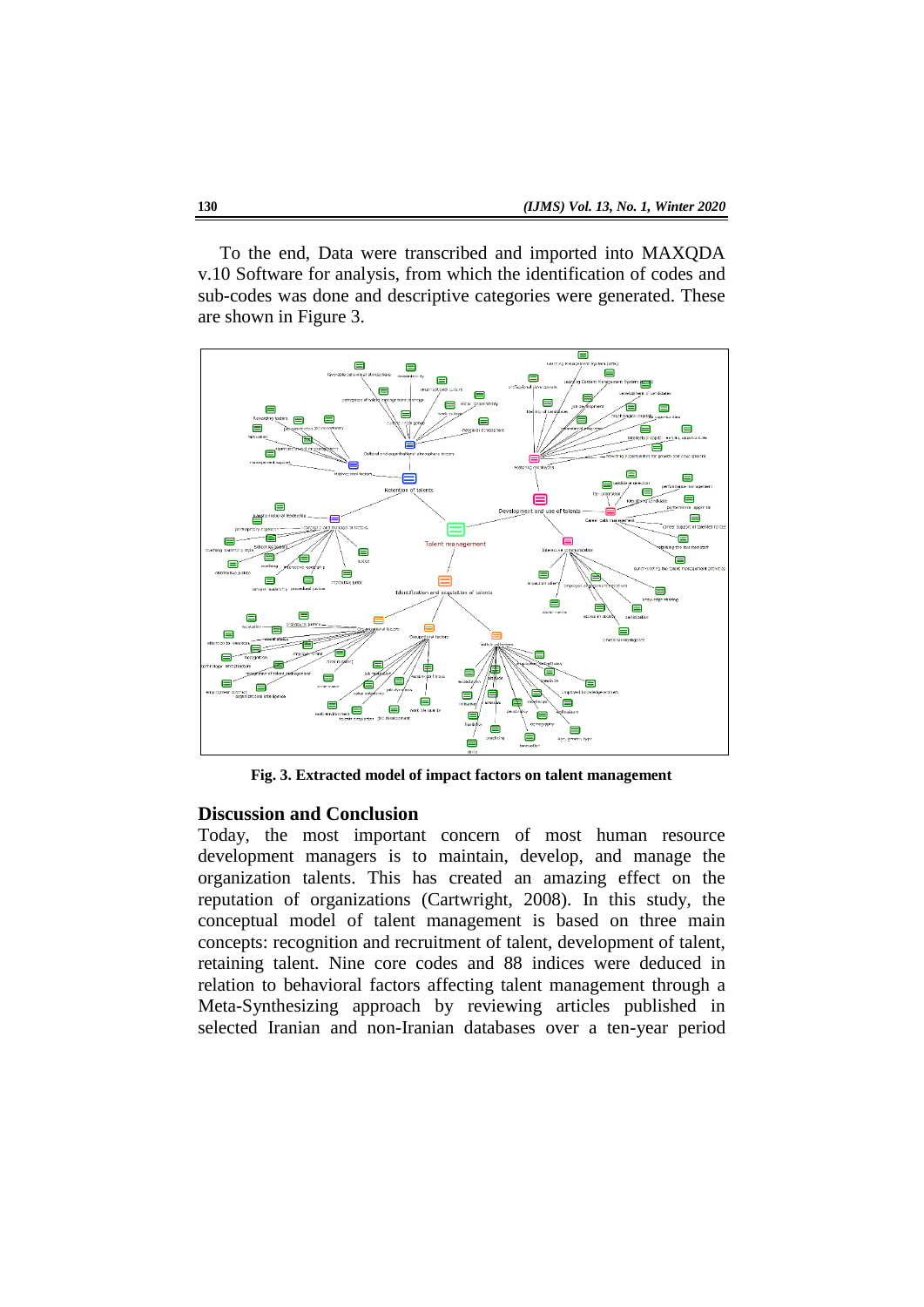To the end, Data were transcribed and imported into MAXQDA v.10 Software for analysis, from which the identification of codes and sub-codes was done and descriptive categories were generated. These are shown in Figure 3.

**Fig. 3. Extracted model of impact factors on talent management**

## Discussion and Conclusion

Today, the most important concern of most human resource development managers is to maintain, develop, and manage the organization talents. This has created an amazing effect on the reputation of organizations (Cartwright, 2008). In this study, the conceptual model of talent management is based on three main concepts: recognition and recruitment of talent, development of talent, retaining talent. Nine core codes and 88 indices were deduced in relation to behavioral factors affecting talent management through a Meta-Synthesizing approach by reviewing articles published in selected Iranian and non-Iranian databases over a ten-year period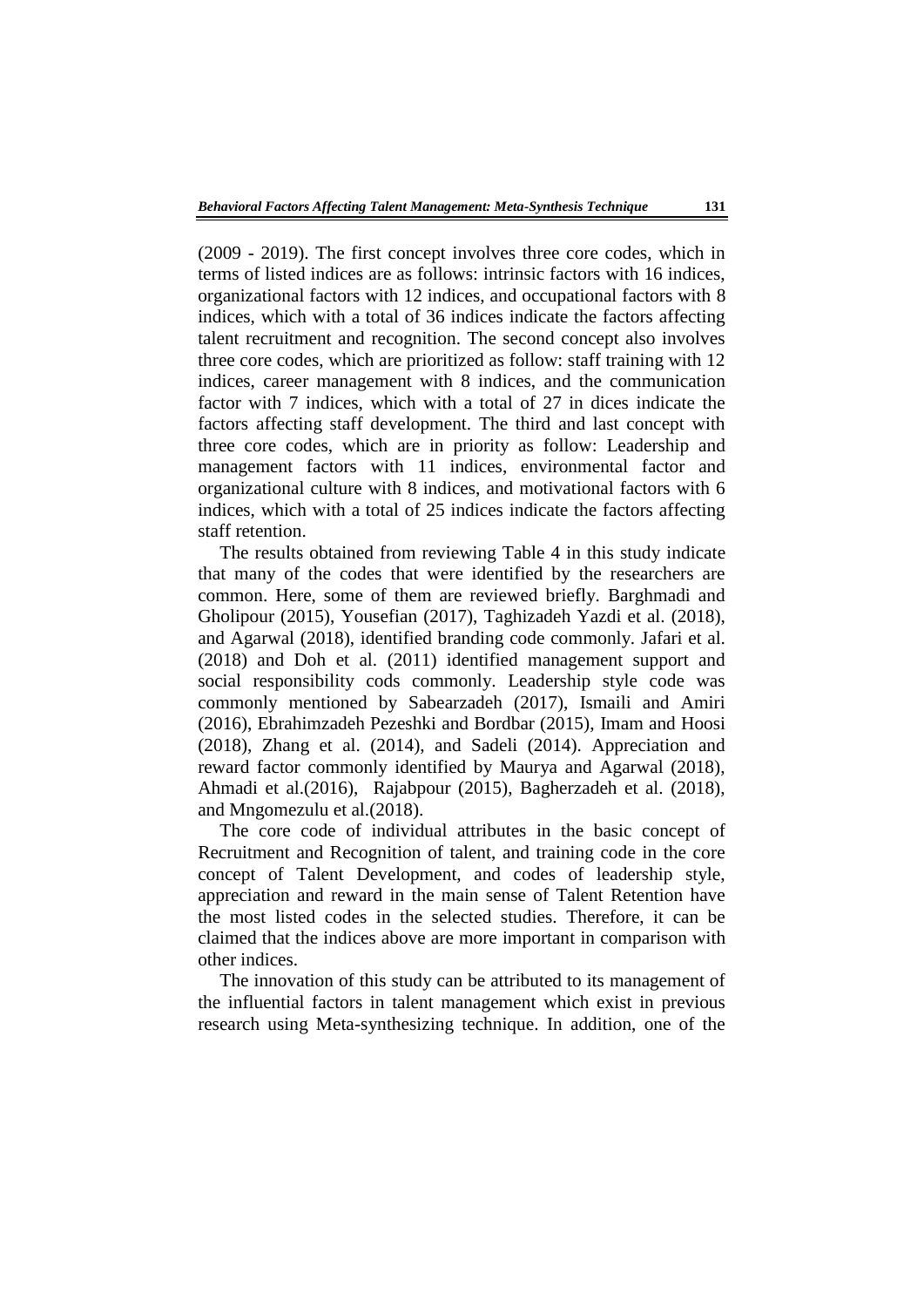(2009 - 2019). The first concept involves three core codes, which in terms of listed indices are as follows: intrinsic factors with 16 indices, organizational factors with 12 indices, and occupational factors with 8 indices, which with a total of 36 indices indicate the factors affecting talent recruitment and recognition. The second concept also involves three core codes, which are prioritized as follow: staff training with 12 indices, career management with 8 indices, and the communication factor with 7 indices, which with a total of 27 in dices indicate the factors affecting staff development. The third and last concept with three core codes, which are in priority as follow: Leadership and management factors with 11 indices, environmental factor and organizational culture with 8 indices, and motivational factors with 6 indices, which with a total of 25 indices indicate the factors affecting staff retention.

The results obtained from reviewing Table 4 in this study indicate that many of the codes that were identified by the researchers are common. Here, some of them are reviewed briefly. Barghmadi and Gholipour (2015), Yousefian (2017), Taghizadeh Yazdi et al. (2018), and Agarwal (2018), identified branding code commonly. Jafari et al. (2018) and Doh et al. (2011) identified management support and social responsibility cods commonly. Leadership style code was commonly mentioned by Sabearzadeh (2017), Ismaili and Amiri (2016), Ebrahimzadeh Pezeshki and Bordbar (2015), Imam and Hoosi (2018), Zhang et al. (2014), and Sadeli (2014). Appreciation and reward factor commonly identified by Maurya and Agarwal (2018), Ahmadi et al.(2016), Rajabpour (2015), Bagherzadeh et al. (2018), and Mngomezulu et al.(2018).

The core code of individual attributes in the basic concept of Recruitment and Recognition of talent, and training code in the core concept of Talent Development, and codes of leadership style, appreciation and reward in the main sense of Talent Retention have the most listed codes in the selected studies. Therefore, it can be claimed that the indices above are more important in comparison with other indices.

The innovation of this study can be attributed to its management of the influential factors in talent management which exist in previous research using Meta-synthesizing technique. In addition, one of the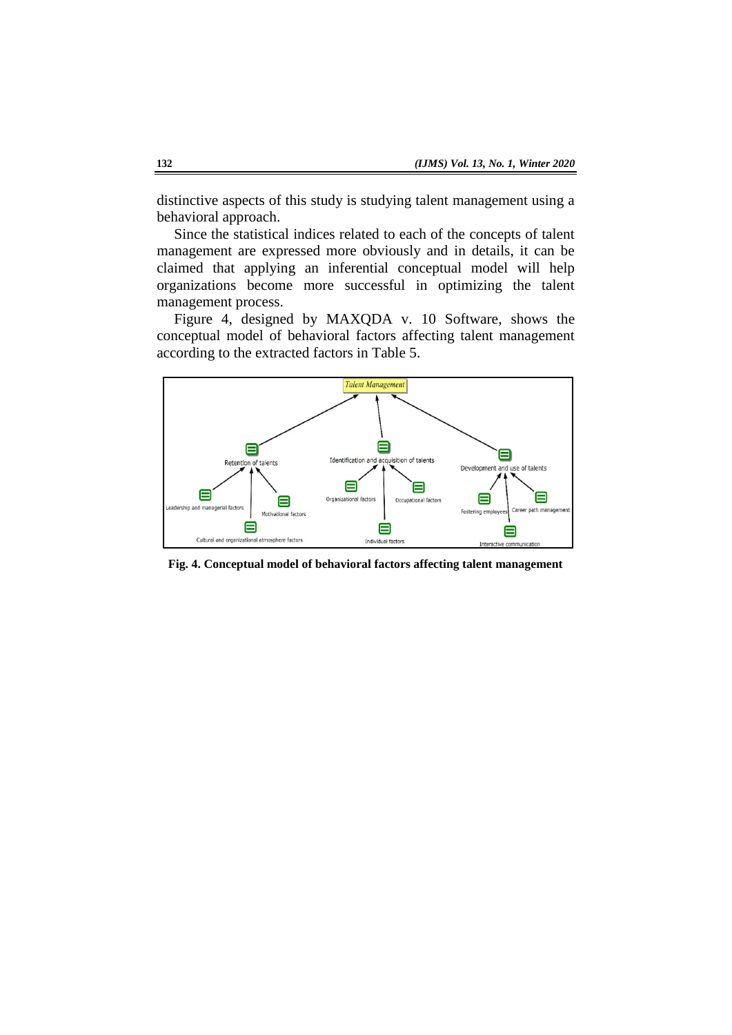distinctive aspects of this study is studying talent management using a behavioral approach.

Since the statistical indices related to each of the concepts of talent management are expressed more obviously and in details, it can be claimed that applying an inferential conceptual model will help organizations become more successful in optimizing the talent management process.

Figure 4, designed by MAXQDA v. 10 Software, shows the conceptual model of behavioral factors affecting talent management according to the extracted factors in Table 5.

Talent Management

Retention of talents

Identification and acquisition of talents

Development and use of talents

Leadership and managerial factors

Motivational factors

Cultural and organizational atmosphere factors

Organizational factors

Occupational factors

Individual factors

Fostering employees

Career path management

Interactive communication

**Fig. 4. Conceptual model of behavioral factors affecting talent management**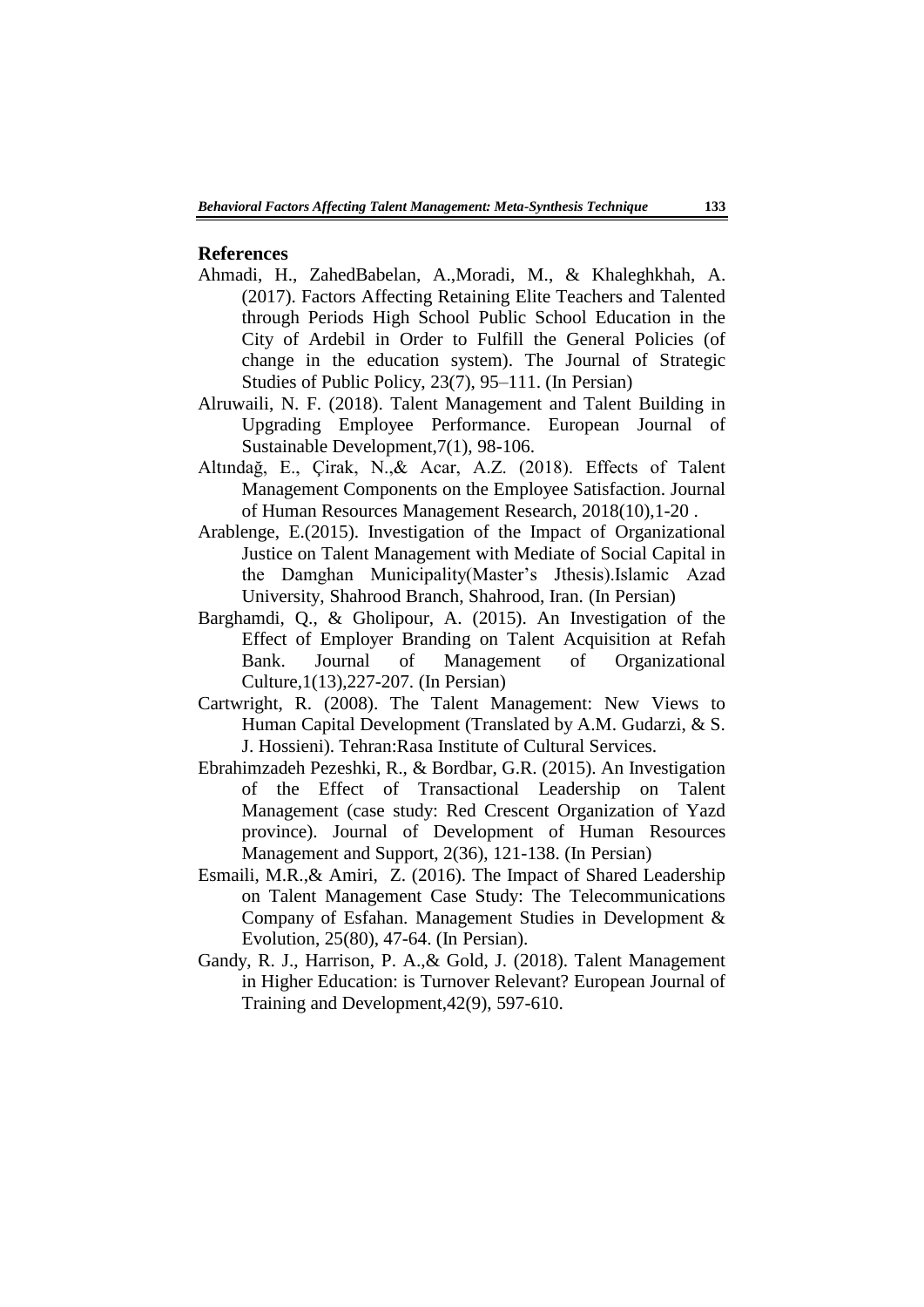## References

Ahmadi, H., ZahedBabelan, A.,Moradi, M., & Khaleghkhah, A. (2017). Factors Affecting Retaining Elite Teachers and Talented through Periods High School Public School Education in the City of Ardebil in Order to Fulfill the General Policies (of change in the education system). The Journal of Strategic Studies of Public Policy, 23(7), 95–111. (In Persian)

Alruwaili, N. F. (2018). Talent Management and Talent Building in Upgrading Employee Performance. European Journal of Sustainable Development,7(1), 98-106.

Altındağ, E., Çirak, N.,& Acar, A.Z. (2018). Effects of Talent Management Components on the Employee Satisfaction. Journal of Human Resources Management Research, 2018(10),1-20 .

Arablenge, E.(2015). Investigation of the Impact of Organizational Justice on Talent Management with Mediate of Social Capital in the Damghan Municipality(Master's Jthesis).Islamic Azad University, Shahrood Branch, Shahrood, Iran. (In Persian)

Barghamdi, Q., & Gholipour, A. (2015). An Investigation of the Effect of Employer Branding on Talent Acquisition at Refah Bank. Journal of Management of Organizational Culture,1(13),227-207. (In Persian)

Cartwright, R. (2008). The Talent Management: New Views to Human Capital Development (Translated by A.M. Gudarzi, & S. J. Hossieni). Tehran:Rasa Institute of Cultural Services.

Ebrahimzadeh Pezeshki, R., & Bordbar, G.R. (2015). An Investigation of the Effect of Transactional Leadership on Talent Management (case study: Red Crescent Organization of Yazd province). Journal of Development of Human Resources Management and Support, 2(36), 121-138. (In Persian)

Esmaili, M.R.,& Amiri, Z. (2016). The Impact of Shared Leadership on Talent Management Case Study: The Telecommunications Company of Esfahan. Management Studies in Development & Evolution, 25(80), 47-64. (In Persian).

Gandy, R. J., Harrison, P. A.,& Gold, J. (2018). Talent Management in Higher Education: is Turnover Relevant? European Journal of Training and Development,42(9), 597-610.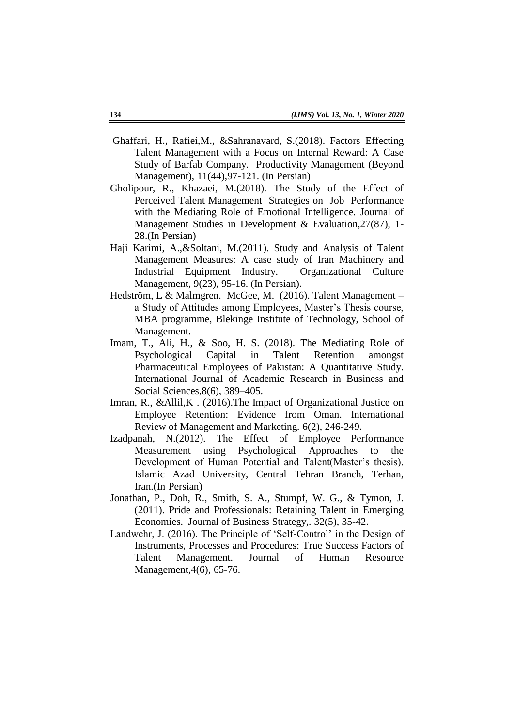Ghaffari, H., Rafiei,M., &Sahranavard, S.(2018). Factors Effecting Talent Management with a Focus on Internal Reward: A Case Study of Barfab Company. Productivity Management (Beyond Management), 11(44),97-121. (In Persian)

Gholipour, R., Khazaei, M.(2018). The Study of the Effect of Perceived Talent Management Strategies on Job Performance with the Mediating Role of Emotional Intelligence. Journal of Management Studies in Development & Evaluation,27(87), 1-28.(In Persian)

Haji Karimi, A.,&Soltani, M.(2011). Study and Analysis of Talent Management Measures: A case study of Iran Machinery and Industrial Equipment Industry. Organizational Culture Management, 9(23), 95-16. (In Persian).

Hedström, L & Malmgren. McGee, M. (2016). Talent Management – a Study of Attitudes among Employees, Master's Thesis course, MBA programme, Blekinge Institute of Technology, School of Management.

Imam, T., Ali, H., & Soo, H. S. (2018). The Mediating Role of Psychological Capital in Talent Retention amongst Pharmaceutical Employees of Pakistan: A Quantitative Study. International Journal of Academic Research in Business and Social Sciences,8(6), 389–405.

Imran, R., &Allil,K . (2016).The Impact of Organizational Justice on Employee Retention: Evidence from Oman. International Review of Management and Marketing. 6(2), 246-249.

Izadpanah, N.(2012). The Effect of Employee Performance Measurement using Psychological Approaches to the Development of Human Potential and Talent(Master's thesis). Islamic Azad University, Central Tehran Branch, Terhan, Iran.(In Persian)

Jonathan, P., Doh, R., Smith, S. A., Stumpf, W. G., & Tymon, J. (2011). Pride and Professionals: Retaining Talent in Emerging Economies. Journal of Business Strategy,. 32(5), 35-42.

Landwehr, J. (2016). The Principle of 'Self-Control' in the Design of Instruments, Processes and Procedures: True Success Factors of Talent Management. Journal of Human Resource Management,4(6), 65-76.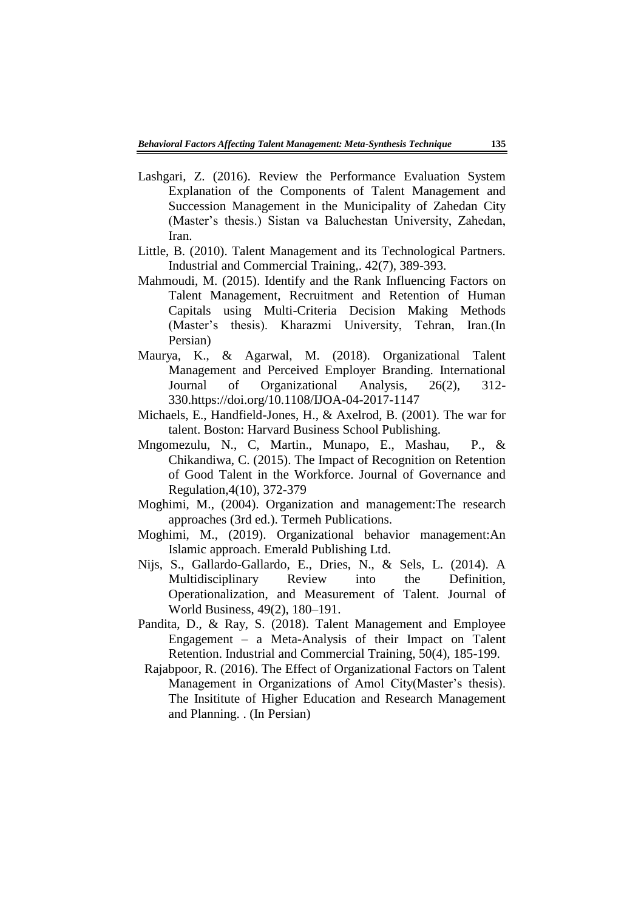Lashgari, Z. (2016). Review the Performance Evaluation System Explanation of the Components of Talent Management and Succession Management in the Municipality of Zahedan City (Master's thesis.) Sistan va Baluchestan University, Zahedan, Iran.

Little, B. (2010). Talent Management and its Technological Partners. Industrial and Commercial Training,. 42(7), 389-393.

Mahmoudi, M. (2015). Identify and the Rank Influencing Factors on Talent Management, Recruitment and Retention of Human Capitals using Multi-Criteria Decision Making Methods (Master's thesis). Kharazmi University, Tehran, Iran.(In Persian)

Maurya, K., & Agarwal, M. (2018). Organizational Talent Management and Perceived Employer Branding. International Journal of Organizational Analysis, 26(2), 312-330.https://doi.org/10.1108/IJOA-04-2017-1147

Michaels, E., Handfield-Jones, H., & Axelrod, B. (2001). The war for talent. Boston: Harvard Business School Publishing.

Mngomezulu, N., C, Martin., Munapo, E., Mashau, P., & Chikandiwa, C. (2015). The Impact of Recognition on Retention of Good Talent in the Workforce. Journal of Governance and Regulation,4(10), 372-379

Moghimi, M., (2004). Organization and management:The research approaches (3rd ed.). Termeh Publications.

Moghimi, M., (2019). Organizational behavior management:An Islamic approach. Emerald Publishing Ltd.

Nijs, S., Gallardo-Gallardo, E., Dries, N., & Sels, L. (2014). A Multidisciplinary Review into the Definition, Operationalization, and Measurement of Talent. Journal of World Business, 49(2), 180–191.

Pandita, D., & Ray, S. (2018). Talent Management and Employee Engagement – a Meta-Analysis of their Impact on Talent Retention. Industrial and Commercial Training, 50(4), 185-199.

Rajabpoor, R. (2016). The Effect of Organizational Factors on Talent Management in Organizations of Amol City(Master's thesis). The Insititute of Higher Education and Research Management and Planning. . (In Persian)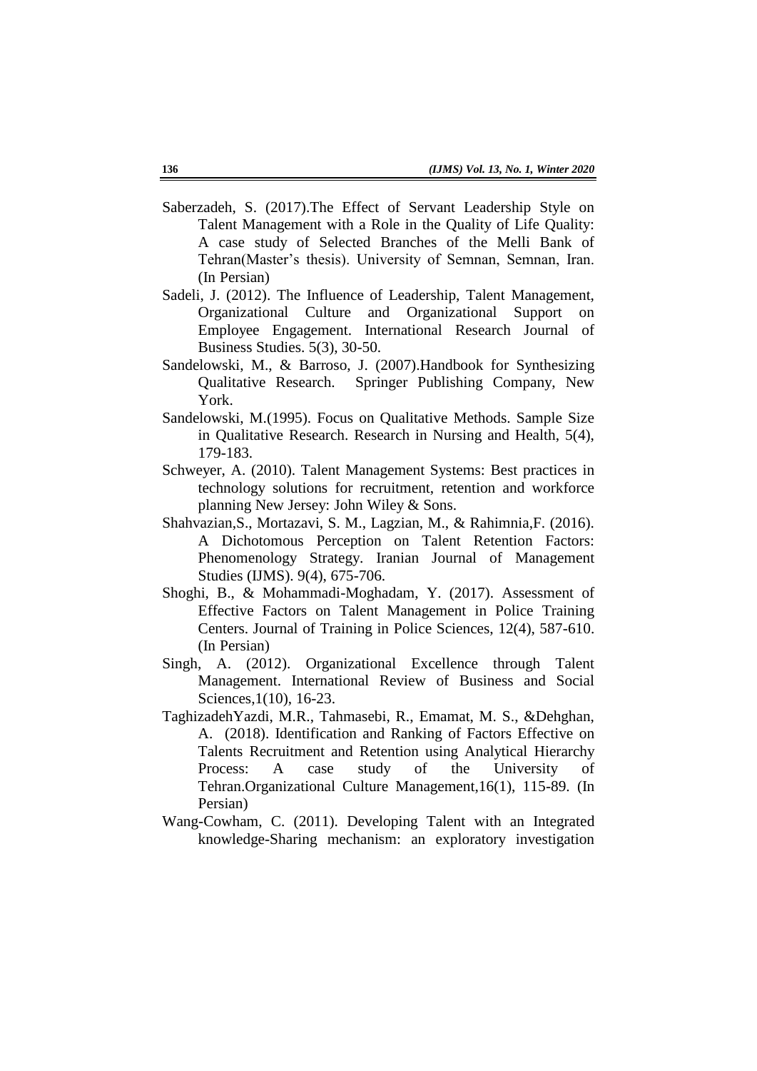Saberzadeh, S. (2017).The Effect of Servant Leadership Style on Talent Management with a Role in the Quality of Life Quality: A case study of Selected Branches of the Melli Bank of Tehran(Master's thesis). University of Semnan, Semnan, Iran. (In Persian)

Sadeli, J. (2012). The Influence of Leadership, Talent Management, Organizational Culture and Organizational Support on Employee Engagement. International Research Journal of Business Studies. 5(3), 30-50.

Sandelowski, M., & Barroso, J. (2007).Handbook for Synthesizing Qualitative Research. Springer Publishing Company, New York.

Sandelowski, M.(1995). Focus on Qualitative Methods. Sample Size in Qualitative Research. Research in Nursing and Health, 5(4), 179-183.

Schweyer, A. (2010). Talent Management Systems: Best practices in technology solutions for recruitment, retention and workforce planning New Jersey: John Wiley & Sons.

Shahvazian,S., Mortazavi, S. M., Lagzian, M., & Rahimnia,F. (2016). A Dichotomous Perception on Talent Retention Factors: Phenomenology Strategy. Iranian Journal of Management Studies (IJMS). 9(4), 675-706.

Shoghi, B., & Mohammadi-Moghadam, Y. (2017). Assessment of Effective Factors on Talent Management in Police Training Centers. Journal of Training in Police Sciences, 12(4), 587-610. (In Persian)

Singh, A. (2012). Organizational Excellence through Talent Management. International Review of Business and Social Sciences,1(10), 16-23.

TaghizadehYazdi, M.R., Tahmasebi, R., Emamat, M. S., &Dehghan, A. (2018). Identification and Ranking of Factors Effective on Talents Recruitment and Retention using Analytical Hierarchy Process: A case study of the University of Tehran.Organizational Culture Management,16(1), 115-89. (In Persian)

Wang-Cowham, C. (2011). Developing Talent with an Integrated knowledge-Sharing mechanism: an exploratory investigation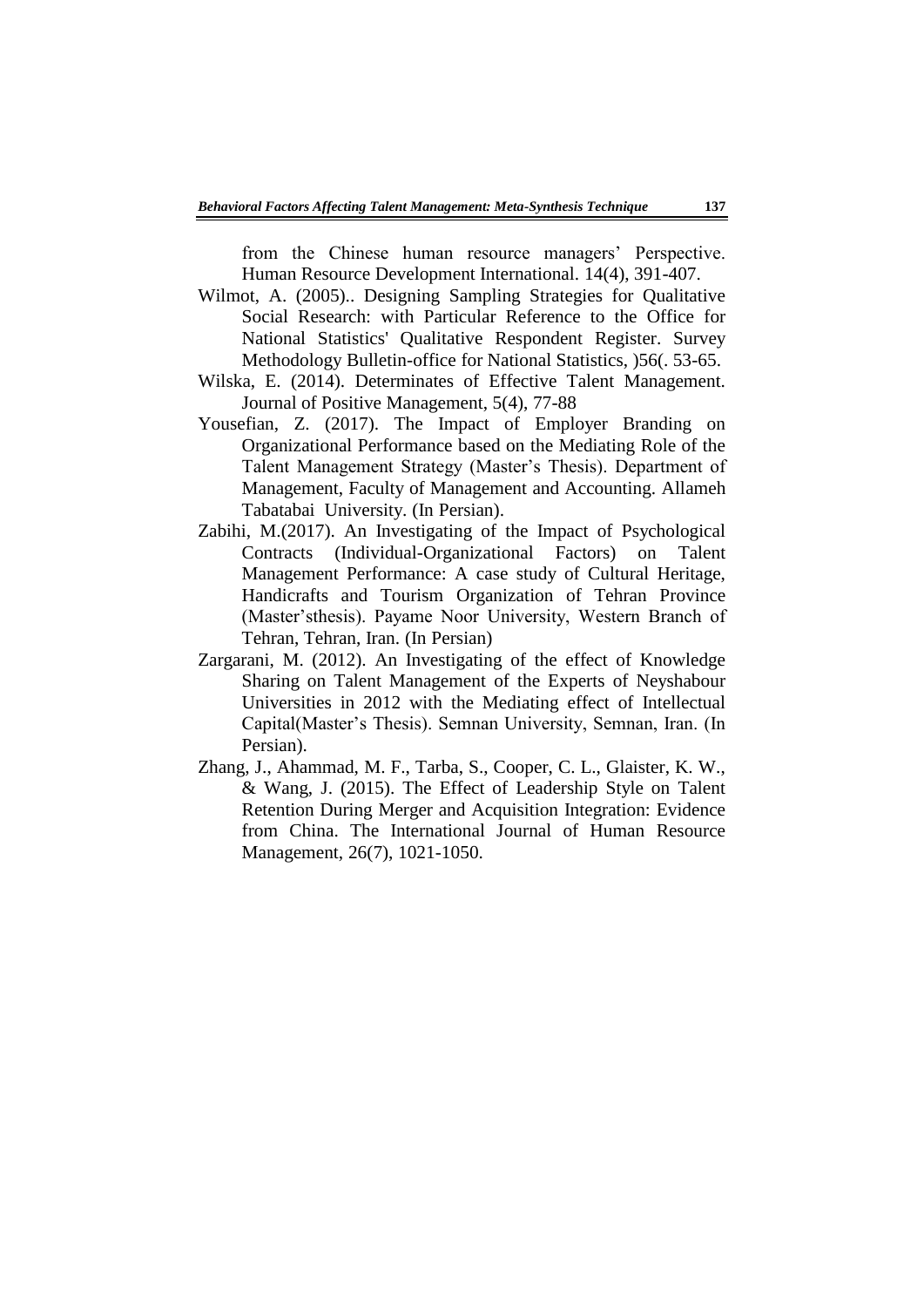from the Chinese human resource managers' Perspective. Human Resource Development International. 14(4), 391-407.

Wilmot, A. (2005).. Designing Sampling Strategies for Qualitative Social Research: with Particular Reference to the Office for National Statistics' Qualitative Respondent Register. Survey Methodology Bulletin-office for National Statistics, )56(. 53-65.

Wilska, E. (2014). Determinates of Effective Talent Management. Journal of Positive Management, 5(4), 77-88

Yousefian, Z. (2017). The Impact of Employer Branding on Organizational Performance based on the Mediating Role of the Talent Management Strategy (Master's Thesis). Department of Management, Faculty of Management and Accounting. Allameh Tabatabai University. (In Persian).

Zabihi, M.(2017). An Investigating of the Impact of Psychological Contracts (Individual-Organizational Factors) on Talent Management Performance: A case study of Cultural Heritage, Handicrafts and Tourism Organization of Tehran Province (Master'sthesis). Payame Noor University, Western Branch of Tehran, Tehran, Iran. (In Persian)

Zargarani, M. (2012). An Investigating of the effect of Knowledge Sharing on Talent Management of the Experts of Neyshabour Universities in 2012 with the Mediating effect of Intellectual Capital(Master's Thesis). Semnan University, Semnan, Iran. (In Persian).

Zhang, J., Ahammad, M. F., Tarba, S., Cooper, C. L., Glaister, K. W., & Wang, J. (2015). The Effect of Leadership Style on Talent Retention During Merger and Acquisition Integration: Evidence from China. The International Journal of Human Resource Management, 26(7), 1021-1050.